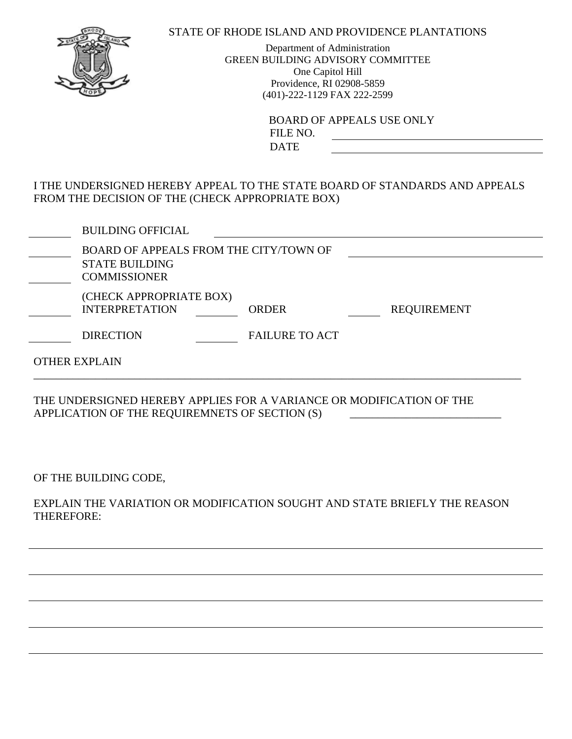STATE OF RHODE ISLAND AND PROVIDENCE PLANTATIONS

Department of Administration
GREEN BUILDING ADVISORY COMMITTEE
One Capitol Hill
Providence, RI 02908-5859
(401)-222-1129 FAX 222-2599

BOARD OF APPEALS USE ONLY
FILE NO. ____________________
DATE ____________________

I THE UNDERSIGNED HEREBY APPEAL TO THE STATE BOARD OF STANDARDS AND APPEALS FROM THE DECISION OF THE (CHECK APPROPRIATE BOX)

_____ BUILDING OFFICIAL ____________________

_____ BOARD OF APPEALS FROM THE CITY/TOWN OF ____________________

_____ STATE BUILDING COMMISSIONER

(CHECK APPROPRIATE BOX)

_____ INTERPRETATION _____ ORDER _____ REQUIREMENT

_____ DIRECTION _____ FAILURE TO ACT

OTHER EXPLAIN

______________________________________________________________________

THE UNDERSIGNED HEREBY APPLIES FOR A VARIANCE OR MODIFICATION OF THE APPLICATION OF THE REQUIREMNETS OF SECTION (S) ____________________

OF THE BUILDING CODE,

EXPLAIN THE VARIATION OR MODIFICATION SOUGHT AND STATE BRIEFLY THE REASON THEREFORE:

______________________________________________________________________

______________________________________________________________________

______________________________________________________________________

______________________________________________________________________

______________________________________________________________________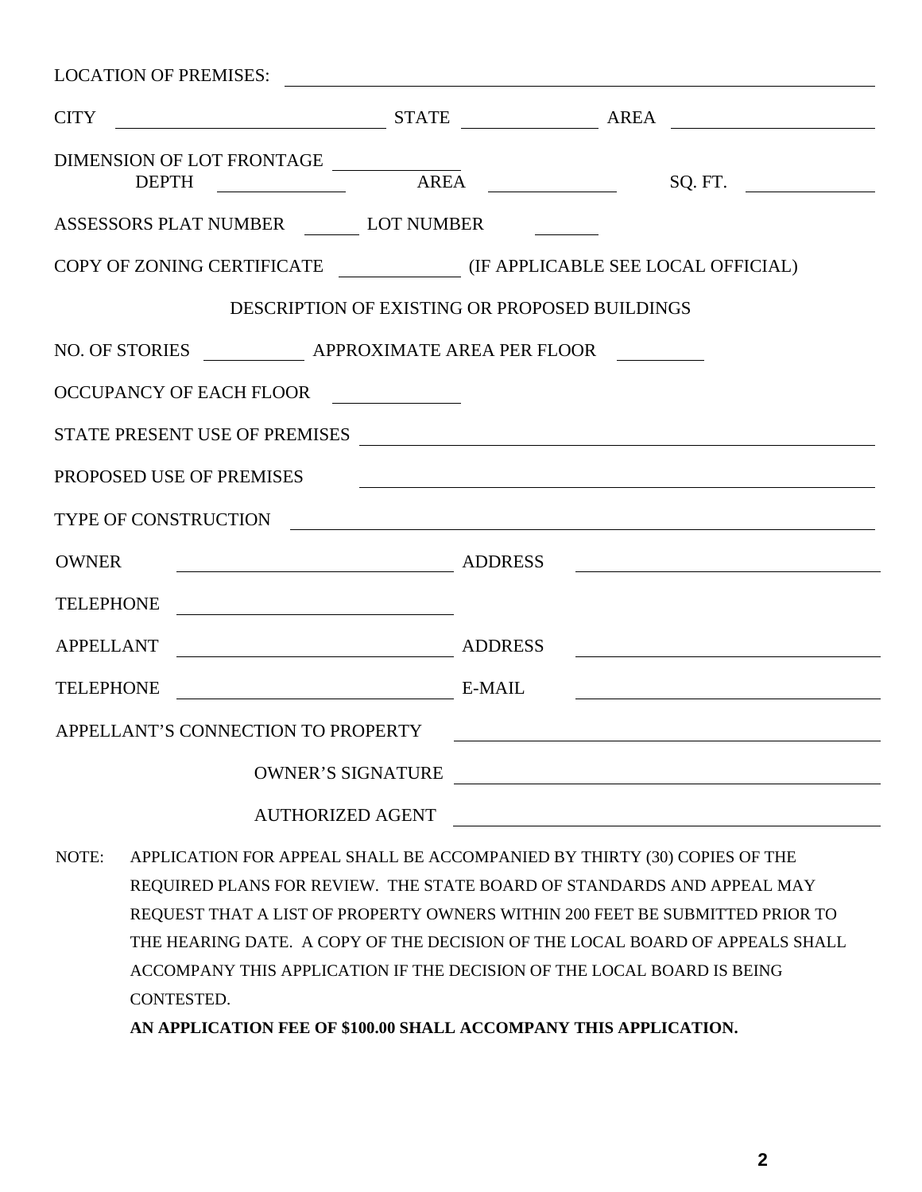LOCATION OF PREMISES: \_\_\_\_\_\_\_\_\_\_\_\_\_\_\_\_\_\_\_\_\_\_\_\_\_\_\_\_\_\_\_\_\_\_\_\_\_\_\_\_

CITY \_\_\_\_\_\_\_\_\_\_\_\_\_\_\_\_\_\_\_\_ STATE \_\_\_\_\_\_\_\_\_\_ AREA \_\_\_\_\_\_\_\_\_\_\_\_\_\_

DIMENSION OF LOT FRONTAGE \_\_\_\_\_\_\_\_\_
DEPTH \_\_\_\_\_\_\_\_\_ AREA \_\_\_\_\_\_\_\_\_ SQ. FT. \_\_\_\_\_\_\_\_\_

ASSESSORS PLAT NUMBER \_\_\_\_\_ LOT NUMBER \_\_\_\_\_

COPY OF ZONING CERTIFICATE \_\_\_\_\_\_\_\_\_ (IF APPLICABLE SEE LOCAL OFFICIAL)

## DESCRIPTION OF EXISTING OR PROPOSED BUILDINGS

NO. OF STORIES \_\_\_\_\_\_\_\_ APPROXIMATE AREA PER FLOOR \_\_\_\_\_\_\_

OCCUPANCY OF EACH FLOOR \_\_\_\_\_\_\_\_\_

STATE PRESENT USE OF PREMISES \_\_\_\_\_\_\_\_\_\_\_\_\_\_\_\_\_\_\_\_\_\_\_\_\_\_\_\_\_\_

PROPOSED USE OF PREMISES \_\_\_\_\_\_\_\_\_\_\_\_\_\_\_\_\_\_\_\_\_\_\_\_\_\_\_\_\_\_

TYPE OF CONSTRUCTION \_\_\_\_\_\_\_\_\_\_\_\_\_\_\_\_\_\_\_\_\_\_\_\_\_\_\_\_\_\_\_\_\_\_

OWNER \_\_\_\_\_\_\_\_\_\_\_\_\_\_\_\_\_\_\_\_ ADDRESS \_\_\_\_\_\_\_\_\_\_\_\_\_\_\_\_\_\_\_\_

TELEPHONE \_\_\_\_\_\_\_\_\_\_\_\_\_\_\_\_\_\_\_\_

APPELLANT \_\_\_\_\_\_\_\_\_\_\_\_\_\_\_\_\_\_\_\_ ADDRESS \_\_\_\_\_\_\_\_\_\_\_\_\_\_\_\_\_\_\_\_

TELEPHONE \_\_\_\_\_\_\_\_\_\_\_\_\_\_\_\_\_\_\_\_ E-MAIL \_\_\_\_\_\_\_\_\_\_\_\_\_\_\_\_\_\_\_\_

APPELLANT'S CONNECTION TO PROPERTY \_\_\_\_\_\_\_\_\_\_\_\_\_\_\_\_\_\_\_\_\_\_\_\_\_\_\_\_

OWNER'S SIGNATURE \_\_\_\_\_\_\_\_\_\_\_\_\_\_\_\_\_\_\_\_\_\_\_\_\_\_\_\_

AUTHORIZED AGENT \_\_\_\_\_\_\_\_\_\_\_\_\_\_\_\_\_\_\_\_\_\_\_\_\_\_\_\_

NOTE: APPLICATION FOR APPEAL SHALL BE ACCOMPANIED BY THIRTY (30) COPIES OF THE REQUIRED PLANS FOR REVIEW. THE STATE BOARD OF STANDARDS AND APPEAL MAY REQUEST THAT A LIST OF PROPERTY OWNERS WITHIN 200 FEET BE SUBMITTED PRIOR TO THE HEARING DATE. A COPY OF THE DECISION OF THE LOCAL BOARD OF APPEALS SHALL ACCOMPANY THIS APPLICATION IF THE DECISION OF THE LOCAL BOARD IS BEING CONTESTED.

**AN APPLICATION FEE OF $100.00 SHALL ACCOMPANY THIS APPLICATION.**